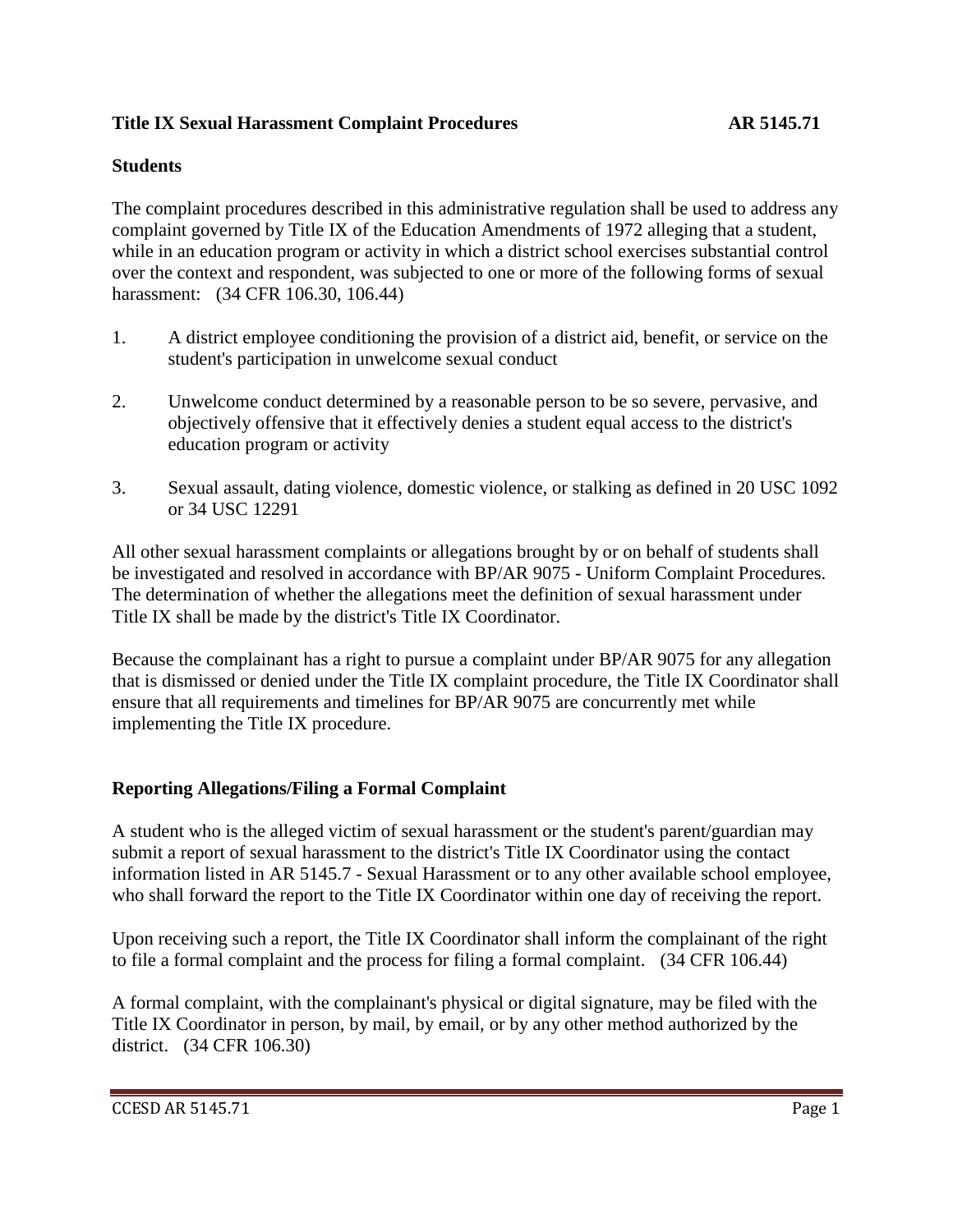**Title IX Sexual Harassment Complaint Procedures AR 5145.71**

**Students**

The complaint procedures described in this administrative regulation shall be used to address any complaint governed by Title IX of the Education Amendments of 1972 alleging that a student, while in an education program or activity in which a district school exercises substantial control over the context and respondent, was subjected to one or more of the following forms of sexual harassment: (34 CFR 106.30, 106.44)

1. A district employee conditioning the provision of a district aid, benefit, or service on the student's participation in unwelcome sexual conduct

2. Unwelcome conduct determined by a reasonable person to be so severe, pervasive, and objectively offensive that it effectively denies a student equal access to the district's education program or activity

3. Sexual assault, dating violence, domestic violence, or stalking as defined in 20 USC 1092 or 34 USC 12291

All other sexual harassment complaints or allegations brought by or on behalf of students shall be investigated and resolved in accordance with BP/AR 9075 - Uniform Complaint Procedures. The determination of whether the allegations meet the definition of sexual harassment under Title IX shall be made by the district's Title IX Coordinator.

Because the complainant has a right to pursue a complaint under BP/AR 9075 for any allegation that is dismissed or denied under the Title IX complaint procedure, the Title IX Coordinator shall ensure that all requirements and timelines for BP/AR 9075 are concurrently met while implementing the Title IX procedure.

**Reporting Allegations/Filing a Formal Complaint**

A student who is the alleged victim of sexual harassment or the student's parent/guardian may submit a report of sexual harassment to the district's Title IX Coordinator using the contact information listed in AR 5145.7 - Sexual Harassment or to any other available school employee, who shall forward the report to the Title IX Coordinator within one day of receiving the report.

Upon receiving such a report, the Title IX Coordinator shall inform the complainant of the right to file a formal complaint and the process for filing a formal complaint. (34 CFR 106.44)

A formal complaint, with the complainant's physical or digital signature, may be filed with the Title IX Coordinator in person, by mail, by email, or by any other method authorized by the district. (34 CFR 106.30)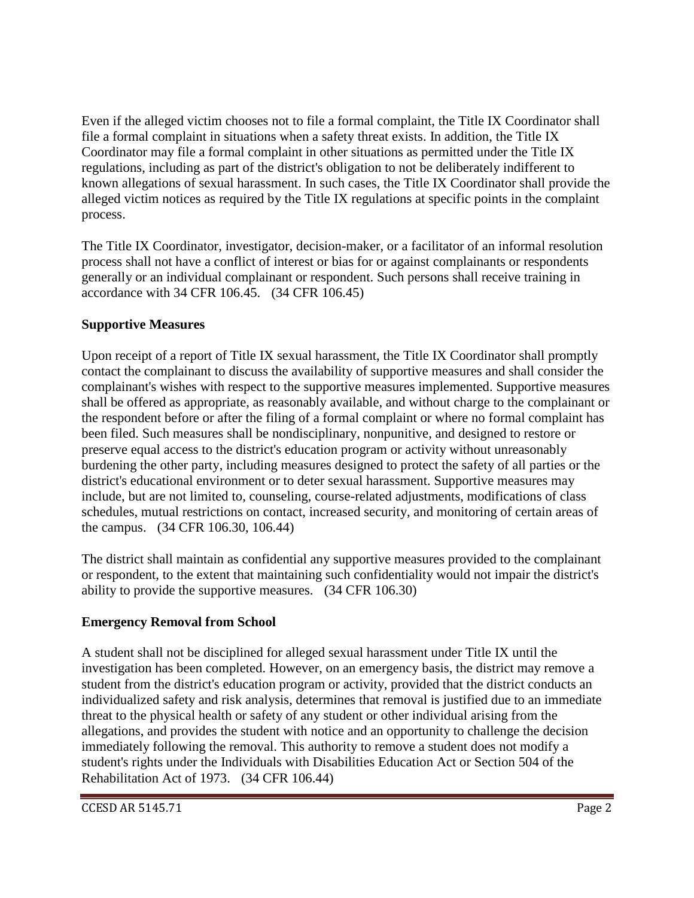Even if the alleged victim chooses not to file a formal complaint, the Title IX Coordinator shall file a formal complaint in situations when a safety threat exists. In addition, the Title IX Coordinator may file a formal complaint in other situations as permitted under the Title IX regulations, including as part of the district's obligation to not be deliberately indifferent to known allegations of sexual harassment. In such cases, the Title IX Coordinator shall provide the alleged victim notices as required by the Title IX regulations at specific points in the complaint process.

The Title IX Coordinator, investigator, decision-maker, or a facilitator of an informal resolution process shall not have a conflict of interest or bias for or against complainants or respondents generally or an individual complainant or respondent. Such persons shall receive training in accordance with 34 CFR 106.45. (34 CFR 106.45)

**Supportive Measures**

Upon receipt of a report of Title IX sexual harassment, the Title IX Coordinator shall promptly contact the complainant to discuss the availability of supportive measures and shall consider the complainant's wishes with respect to the supportive measures implemented. Supportive measures shall be offered as appropriate, as reasonably available, and without charge to the complainant or the respondent before or after the filing of a formal complaint or where no formal complaint has been filed. Such measures shall be nondisciplinary, nonpunitive, and designed to restore or preserve equal access to the district's education program or activity without unreasonably burdening the other party, including measures designed to protect the safety of all parties or the district's educational environment or to deter sexual harassment. Supportive measures may include, but are not limited to, counseling, course-related adjustments, modifications of class schedules, mutual restrictions on contact, increased security, and monitoring of certain areas of the campus. (34 CFR 106.30, 106.44)

The district shall maintain as confidential any supportive measures provided to the complainant or respondent, to the extent that maintaining such confidentiality would not impair the district's ability to provide the supportive measures. (34 CFR 106.30)

**Emergency Removal from School**

A student shall not be disciplined for alleged sexual harassment under Title IX until the investigation has been completed. However, on an emergency basis, the district may remove a student from the district's education program or activity, provided that the district conducts an individualized safety and risk analysis, determines that removal is justified due to an immediate threat to the physical health or safety of any student or other individual arising from the allegations, and provides the student with notice and an opportunity to challenge the decision immediately following the removal. This authority to remove a student does not modify a student's rights under the Individuals with Disabilities Education Act or Section 504 of the Rehabilitation Act of 1973. (34 CFR 106.44)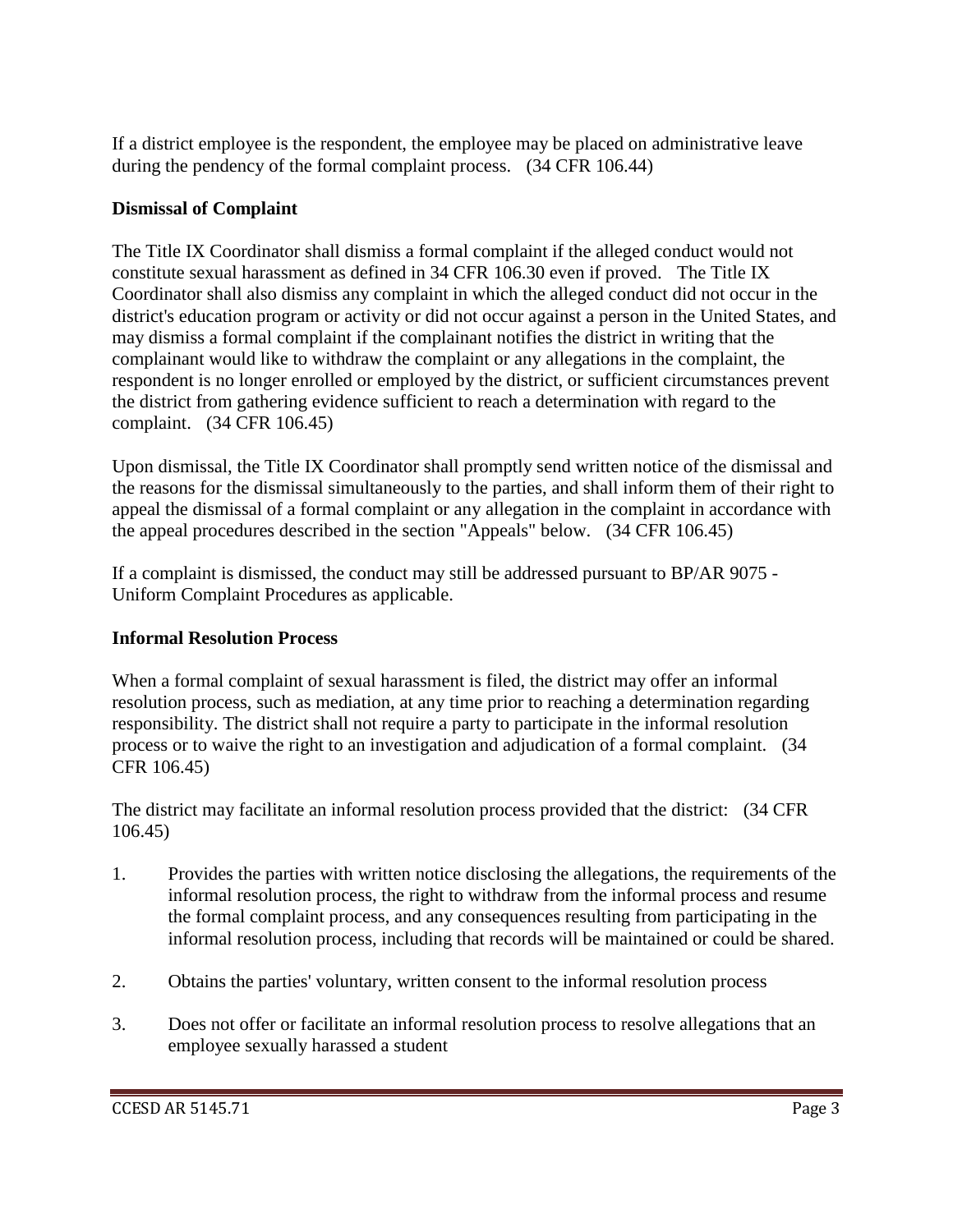If a district employee is the respondent, the employee may be placed on administrative leave during the pendency of the formal complaint process. (34 CFR 106.44)

**Dismissal of Complaint**

The Title IX Coordinator shall dismiss a formal complaint if the alleged conduct would not constitute sexual harassment as defined in 34 CFR 106.30 even if proved. The Title IX Coordinator shall also dismiss any complaint in which the alleged conduct did not occur in the district's education program or activity or did not occur against a person in the United States, and may dismiss a formal complaint if the complainant notifies the district in writing that the complainant would like to withdraw the complaint or any allegations in the complaint, the respondent is no longer enrolled or employed by the district, or sufficient circumstances prevent the district from gathering evidence sufficient to reach a determination with regard to the complaint. (34 CFR 106.45)

Upon dismissal, the Title IX Coordinator shall promptly send written notice of the dismissal and the reasons for the dismissal simultaneously to the parties, and shall inform them of their right to appeal the dismissal of a formal complaint or any allegation in the complaint in accordance with the appeal procedures described in the section "Appeals" below. (34 CFR 106.45)

If a complaint is dismissed, the conduct may still be addressed pursuant to BP/AR 9075 - Uniform Complaint Procedures as applicable.

**Informal Resolution Process**

When a formal complaint of sexual harassment is filed, the district may offer an informal resolution process, such as mediation, at any time prior to reaching a determination regarding responsibility. The district shall not require a party to participate in the informal resolution process or to waive the right to an investigation and adjudication of a formal complaint. (34 CFR 106.45)

The district may facilitate an informal resolution process provided that the district: (34 CFR 106.45)

1. Provides the parties with written notice disclosing the allegations, the requirements of the informal resolution process, the right to withdraw from the informal process and resume the formal complaint process, and any consequences resulting from participating in the informal resolution process, including that records will be maintained or could be shared.

2. Obtains the parties' voluntary, written consent to the informal resolution process

3. Does not offer or facilitate an informal resolution process to resolve allegations that an employee sexually harassed a student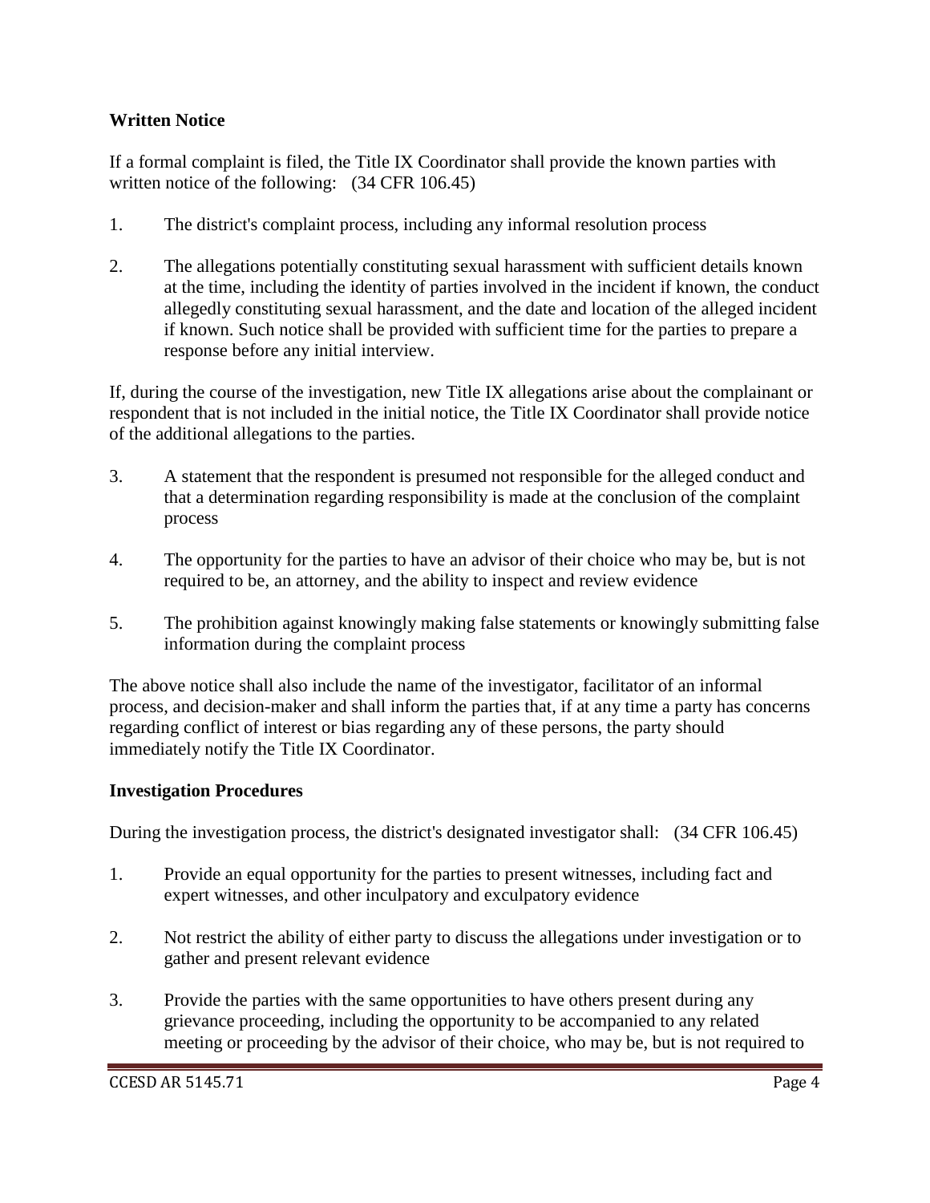**Written Notice**

If a formal complaint is filed, the Title IX Coordinator shall provide the known parties with written notice of the following: (34 CFR 106.45)

1. The district's complaint process, including any informal resolution process

2. The allegations potentially constituting sexual harassment with sufficient details known at the time, including the identity of parties involved in the incident if known, the conduct allegedly constituting sexual harassment, and the date and location of the alleged incident if known. Such notice shall be provided with sufficient time for the parties to prepare a response before any initial interview.

If, during the course of the investigation, new Title IX allegations arise about the complainant or respondent that is not included in the initial notice, the Title IX Coordinator shall provide notice of the additional allegations to the parties.

3. A statement that the respondent is presumed not responsible for the alleged conduct and that a determination regarding responsibility is made at the conclusion of the complaint process

4. The opportunity for the parties to have an advisor of their choice who may be, but is not required to be, an attorney, and the ability to inspect and review evidence

5. The prohibition against knowingly making false statements or knowingly submitting false information during the complaint process

The above notice shall also include the name of the investigator, facilitator of an informal process, and decision-maker and shall inform the parties that, if at any time a party has concerns regarding conflict of interest or bias regarding any of these persons, the party should immediately notify the Title IX Coordinator.

**Investigation Procedures**

During the investigation process, the district's designated investigator shall: (34 CFR 106.45)

1. Provide an equal opportunity for the parties to present witnesses, including fact and expert witnesses, and other inculpatory and exculpatory evidence

2. Not restrict the ability of either party to discuss the allegations under investigation or to gather and present relevant evidence

3. Provide the parties with the same opportunities to have others present during any grievance proceeding, including the opportunity to be accompanied to any related meeting or proceeding by the advisor of their choice, who may be, but is not required to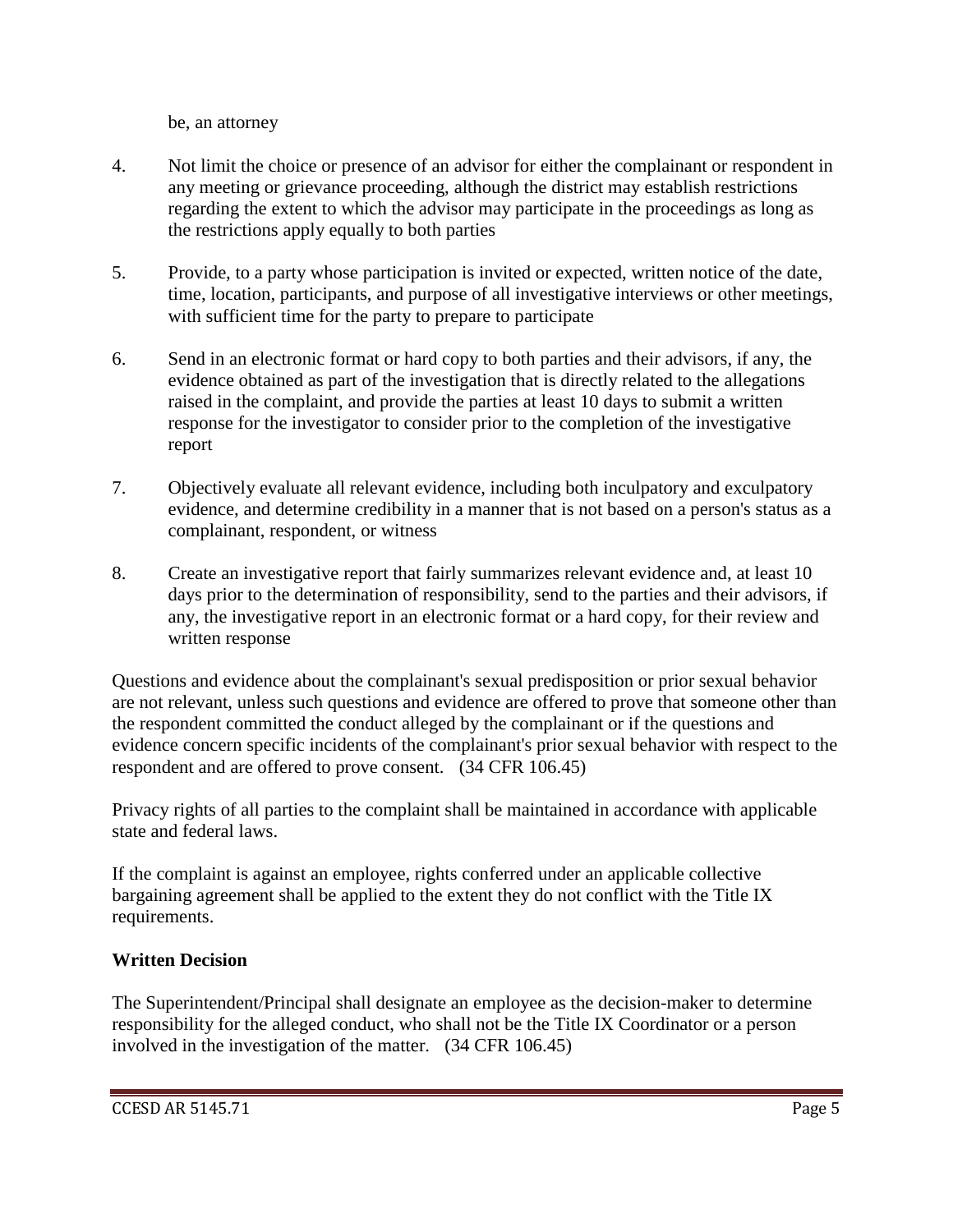be, an attorney

4. Not limit the choice or presence of an advisor for either the complainant or respondent in any meeting or grievance proceeding, although the district may establish restrictions regarding the extent to which the advisor may participate in the proceedings as long as the restrictions apply equally to both parties

5. Provide, to a party whose participation is invited or expected, written notice of the date, time, location, participants, and purpose of all investigative interviews or other meetings, with sufficient time for the party to prepare to participate

6. Send in an electronic format or hard copy to both parties and their advisors, if any, the evidence obtained as part of the investigation that is directly related to the allegations raised in the complaint, and provide the parties at least 10 days to submit a written response for the investigator to consider prior to the completion of the investigative report

7. Objectively evaluate all relevant evidence, including both inculpatory and exculpatory evidence, and determine credibility in a manner that is not based on a person's status as a complainant, respondent, or witness

8. Create an investigative report that fairly summarizes relevant evidence and, at least 10 days prior to the determination of responsibility, send to the parties and their advisors, if any, the investigative report in an electronic format or a hard copy, for their review and written response

Questions and evidence about the complainant's sexual predisposition or prior sexual behavior are not relevant, unless such questions and evidence are offered to prove that someone other than the respondent committed the conduct alleged by the complainant or if the questions and evidence concern specific incidents of the complainant's prior sexual behavior with respect to the respondent and are offered to prove consent. (34 CFR 106.45)

Privacy rights of all parties to the complaint shall be maintained in accordance with applicable state and federal laws.

If the complaint is against an employee, rights conferred under an applicable collective bargaining agreement shall be applied to the extent they do not conflict with the Title IX requirements.

**Written Decision**

The Superintendent/Principal shall designate an employee as the decision-maker to determine responsibility for the alleged conduct, who shall not be the Title IX Coordinator or a person involved in the investigation of the matter. (34 CFR 106.45)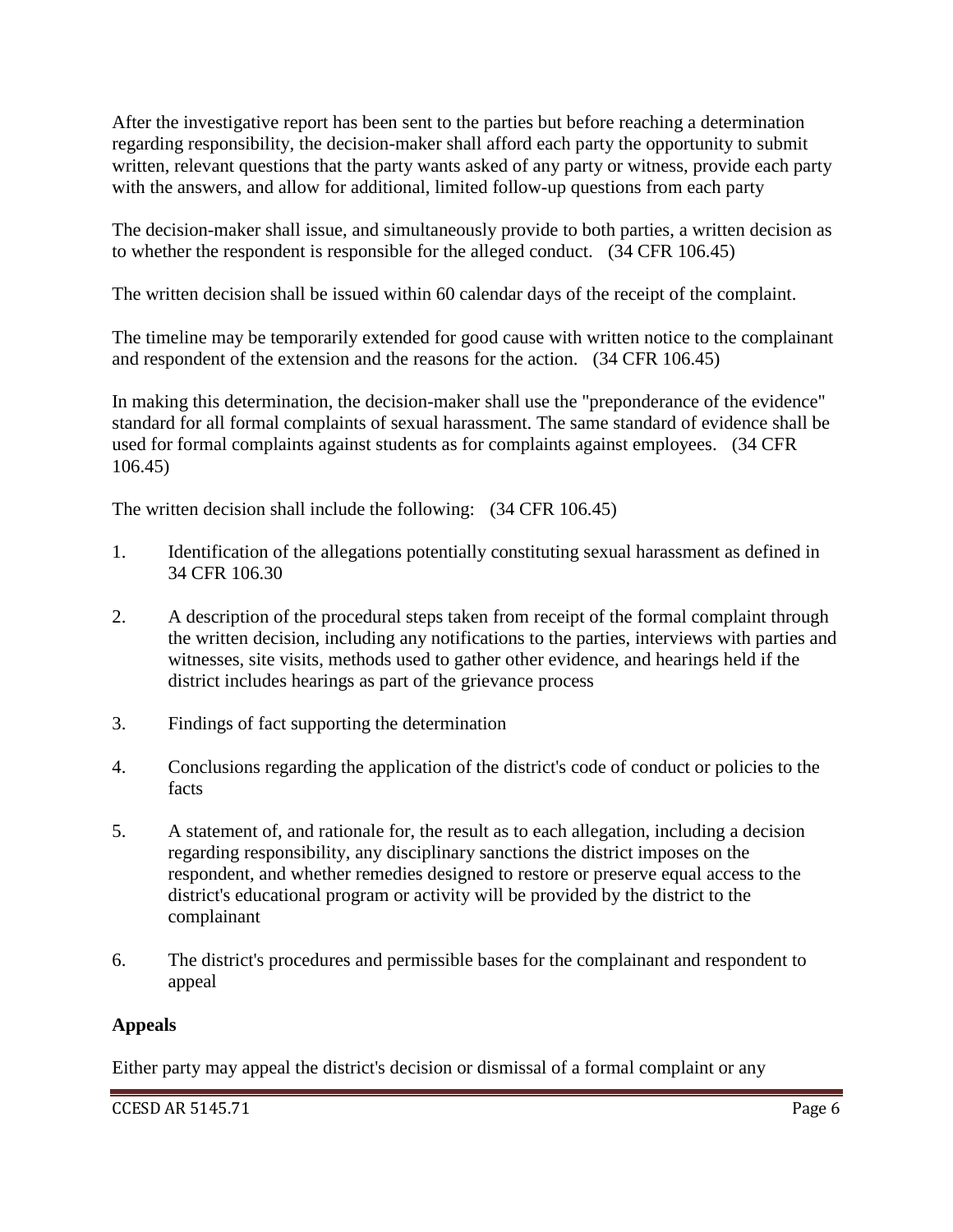After the investigative report has been sent to the parties but before reaching a determination regarding responsibility, the decision-maker shall afford each party the opportunity to submit written, relevant questions that the party wants asked of any party or witness, provide each party with the answers, and allow for additional, limited follow-up questions from each party

The decision-maker shall issue, and simultaneously provide to both parties, a written decision as to whether the respondent is responsible for the alleged conduct. (34 CFR 106.45)

The written decision shall be issued within 60 calendar days of the receipt of the complaint.

The timeline may be temporarily extended for good cause with written notice to the complainant and respondent of the extension and the reasons for the action. (34 CFR 106.45)

In making this determination, the decision-maker shall use the "preponderance of the evidence" standard for all formal complaints of sexual harassment. The same standard of evidence shall be used for formal complaints against students as for complaints against employees. (34 CFR 106.45)

The written decision shall include the following: (34 CFR 106.45)

1. Identification of the allegations potentially constituting sexual harassment as defined in 34 CFR 106.30

2. A description of the procedural steps taken from receipt of the formal complaint through the written decision, including any notifications to the parties, interviews with parties and witnesses, site visits, methods used to gather other evidence, and hearings held if the district includes hearings as part of the grievance process

3. Findings of fact supporting the determination

4. Conclusions regarding the application of the district's code of conduct or policies to the facts

5. A statement of, and rationale for, the result as to each allegation, including a decision regarding responsibility, any disciplinary sanctions the district imposes on the respondent, and whether remedies designed to restore or preserve equal access to the district's educational program or activity will be provided by the district to the complainant

6. The district's procedures and permissible bases for the complainant and respondent to appeal

**Appeals**

Either party may appeal the district's decision or dismissal of a formal complaint or any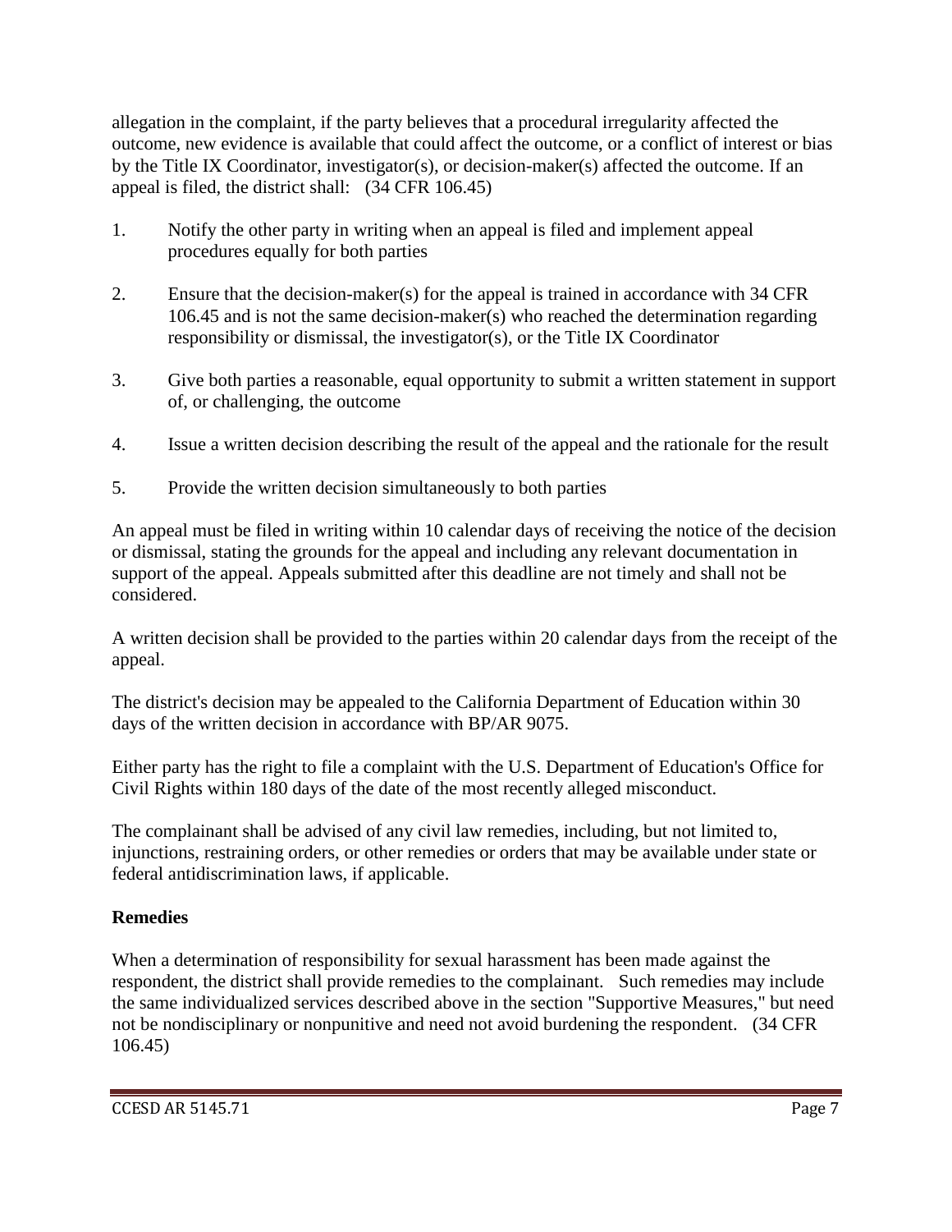allegation in the complaint, if the party believes that a procedural irregularity affected the outcome, new evidence is available that could affect the outcome, or a conflict of interest or bias by the Title IX Coordinator, investigator(s), or decision-maker(s) affected the outcome. If an appeal is filed, the district shall: (34 CFR 106.45)

1. Notify the other party in writing when an appeal is filed and implement appeal procedures equally for both parties

2. Ensure that the decision-maker(s) for the appeal is trained in accordance with 34 CFR 106.45 and is not the same decision-maker(s) who reached the determination regarding responsibility or dismissal, the investigator(s), or the Title IX Coordinator

3. Give both parties a reasonable, equal opportunity to submit a written statement in support of, or challenging, the outcome

4. Issue a written decision describing the result of the appeal and the rationale for the result

5. Provide the written decision simultaneously to both parties

An appeal must be filed in writing within 10 calendar days of receiving the notice of the decision or dismissal, stating the grounds for the appeal and including any relevant documentation in support of the appeal. Appeals submitted after this deadline are not timely and shall not be considered.

A written decision shall be provided to the parties within 20 calendar days from the receipt of the appeal.

The district's decision may be appealed to the California Department of Education within 30 days of the written decision in accordance with BP/AR 9075.

Either party has the right to file a complaint with the U.S. Department of Education's Office for Civil Rights within 180 days of the date of the most recently alleged misconduct.

The complainant shall be advised of any civil law remedies, including, but not limited to, injunctions, restraining orders, or other remedies or orders that may be available under state or federal antidiscrimination laws, if applicable.

**Remedies**

When a determination of responsibility for sexual harassment has been made against the respondent, the district shall provide remedies to the complainant. Such remedies may include the same individualized services described above in the section "Supportive Measures," but need not be nondisciplinary or nonpunitive and need not avoid burdening the respondent. (34 CFR 106.45)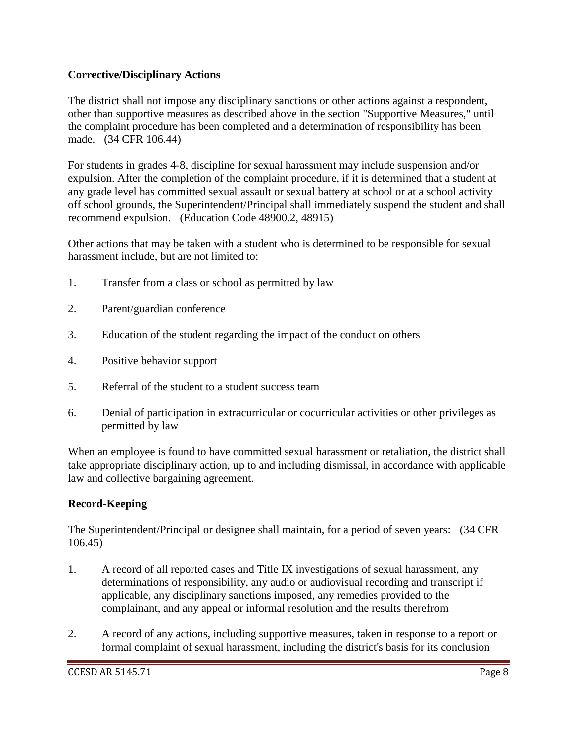**Corrective/Disciplinary Actions**

The district shall not impose any disciplinary sanctions or other actions against a respondent, other than supportive measures as described above in the section "Supportive Measures," until the complaint procedure has been completed and a determination of responsibility has been made. (34 CFR 106.44)

For students in grades 4-8, discipline for sexual harassment may include suspension and/or expulsion. After the completion of the complaint procedure, if it is determined that a student at any grade level has committed sexual assault or sexual battery at school or at a school activity off school grounds, the Superintendent/Principal shall immediately suspend the student and shall recommend expulsion. (Education Code 48900.2, 48915)

Other actions that may be taken with a student who is determined to be responsible for sexual harassment include, but are not limited to:

1. Transfer from a class or school as permitted by law
2. Parent/guardian conference
3. Education of the student regarding the impact of the conduct on others
4. Positive behavior support
5. Referral of the student to a student success team
6. Denial of participation in extracurricular or cocurricular activities or other privileges as permitted by law

When an employee is found to have committed sexual harassment or retaliation, the district shall take appropriate disciplinary action, up to and including dismissal, in accordance with applicable law and collective bargaining agreement.

**Record-Keeping**

The Superintendent/Principal or designee shall maintain, for a period of seven years: (34 CFR 106.45)

1. A record of all reported cases and Title IX investigations of sexual harassment, any determinations of responsibility, any audio or audiovisual recording and transcript if applicable, any disciplinary sanctions imposed, any remedies provided to the complainant, and any appeal or informal resolution and the results therefrom
2. A record of any actions, including supportive measures, taken in response to a report or formal complaint of sexual harassment, including the district's basis for its conclusion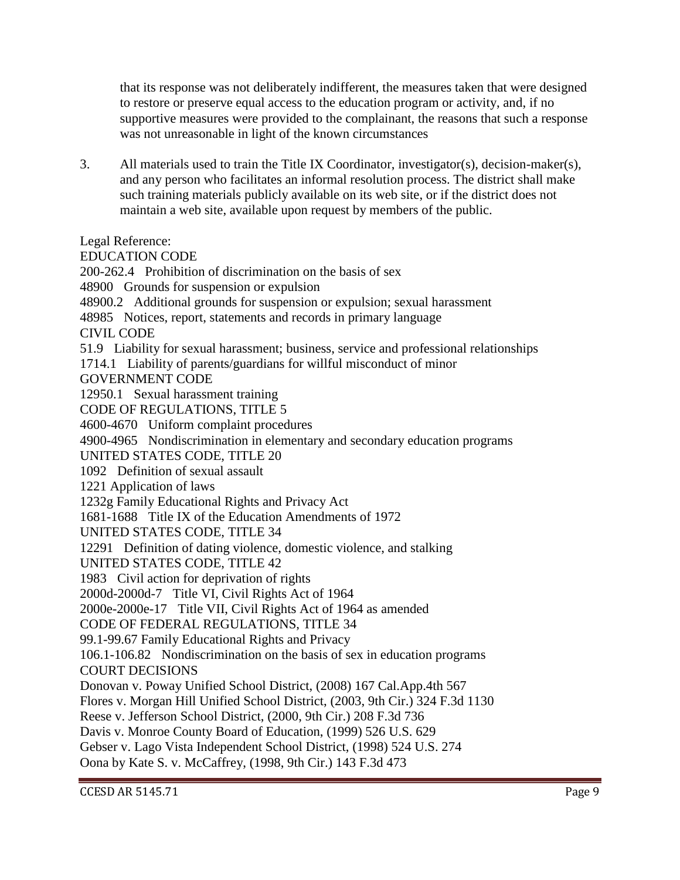that its response was not deliberately indifferent, the measures taken that were designed to restore or preserve equal access to the education program or activity, and, if no supportive measures were provided to the complainant, the reasons that such a response was not unreasonable in light of the known circumstances

3. All materials used to train the Title IX Coordinator, investigator(s), decision-maker(s), and any person who facilitates an informal resolution process. The district shall make such training materials publicly available on its web site, or if the district does not maintain a web site, available upon request by members of the public.

Legal Reference:

EDUCATION CODE

200-262.4 Prohibition of discrimination on the basis of sex

48900 Grounds for suspension or expulsion

48900.2 Additional grounds for suspension or expulsion; sexual harassment

48985 Notices, report, statements and records in primary language

CIVIL CODE

51.9 Liability for sexual harassment; business, service and professional relationships

1714.1 Liability of parents/guardians for willful misconduct of minor

GOVERNMENT CODE

12950.1 Sexual harassment training

CODE OF REGULATIONS, TITLE 5

4600-4670 Uniform complaint procedures

4900-4965 Nondiscrimination in elementary and secondary education programs

UNITED STATES CODE, TITLE 20

1092 Definition of sexual assault

1221 Application of laws

1232g Family Educational Rights and Privacy Act

1681-1688 Title IX of the Education Amendments of 1972

UNITED STATES CODE, TITLE 34

12291 Definition of dating violence, domestic violence, and stalking

UNITED STATES CODE, TITLE 42

1983 Civil action for deprivation of rights

2000d-2000d-7 Title VI, Civil Rights Act of 1964

2000e-2000e-17 Title VII, Civil Rights Act of 1964 as amended

CODE OF FEDERAL REGULATIONS, TITLE 34

99.1-99.67 Family Educational Rights and Privacy

106.1-106.82 Nondiscrimination on the basis of sex in education programs

COURT DECISIONS

Donovan v. Poway Unified School District, (2008) 167 Cal.App.4th 567

Flores v. Morgan Hill Unified School District, (2003, 9th Cir.) 324 F.3d 1130

Reese v. Jefferson School District, (2000, 9th Cir.) 208 F.3d 736

Davis v. Monroe County Board of Education, (1999) 526 U.S. 629

Gebser v. Lago Vista Independent School District, (1998) 524 U.S. 274

Oona by Kate S. v. McCaffrey, (1998, 9th Cir.) 143 F.3d 473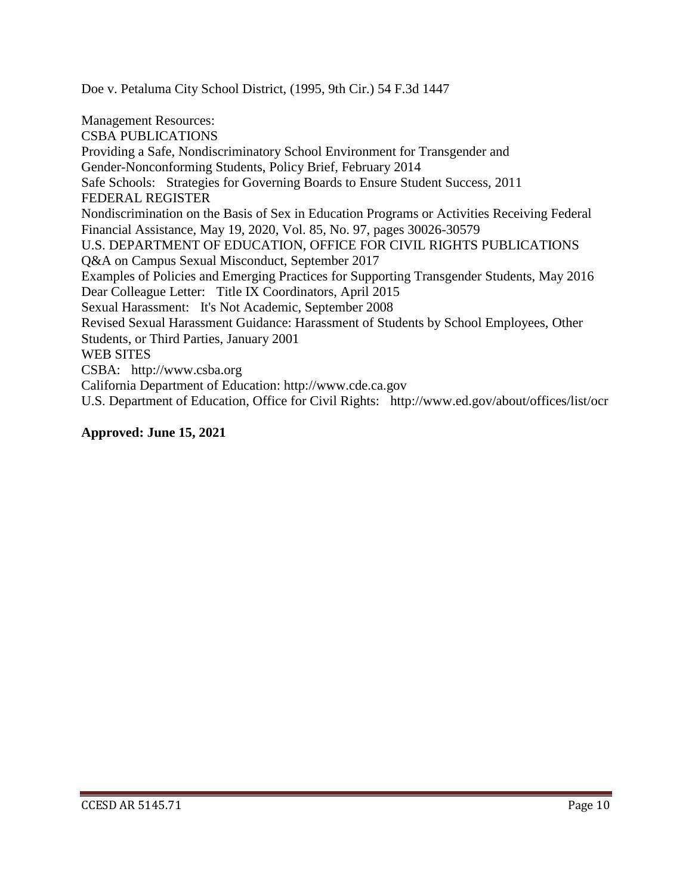Doe v. Petaluma City School District, (1995, 9th Cir.) 54 F.3d 1447

Management Resources:
CSBA PUBLICATIONS
Providing a Safe, Nondiscriminatory School Environment for Transgender and Gender-Nonconforming Students, Policy Brief, February 2014
Safe Schools: Strategies for Governing Boards to Ensure Student Success, 2011
FEDERAL REGISTER
Nondiscrimination on the Basis of Sex in Education Programs or Activities Receiving Federal Financial Assistance, May 19, 2020, Vol. 85, No. 97, pages 30026-30579
U.S. DEPARTMENT OF EDUCATION, OFFICE FOR CIVIL RIGHTS PUBLICATIONS
Q&A on Campus Sexual Misconduct, September 2017
Examples of Policies and Emerging Practices for Supporting Transgender Students, May 2016
Dear Colleague Letter: Title IX Coordinators, April 2015
Sexual Harassment: It's Not Academic, September 2008
Revised Sexual Harassment Guidance: Harassment of Students by School Employees, Other Students, or Third Parties, January 2001
WEB SITES
CSBA: http://www.csba.org
California Department of Education: http://www.cde.ca.gov
U.S. Department of Education, Office for Civil Rights: http://www.ed.gov/about/offices/list/ocr

**Approved: June 15, 2021**